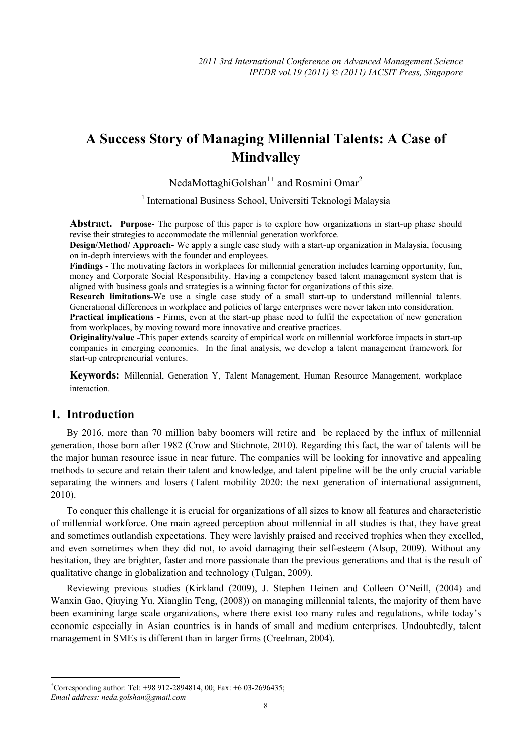# A Success Story of Managing Millennial Talents: A Case of Mindvalley

NedaMottaghiGolshan[1+] and Rosmini Omar[2]

[1] International Business School, Universiti Teknologi Malaysia

**Abstract.** **Purpose-** The purpose of this paper is to explore how organizations in start-up phase should revise their strategies to accommodate the millennial generation workforce.

**Design/Method/ Approach-** We apply a single case study with a start-up organization in Malaysia, focusing on in-depth interviews with the founder and employees.

**Findings -** The motivating factors in workplaces for millennial generation includes learning opportunity, fun, money and Corporate Social Responsibility. Having a competency based talent management system that is aligned with business goals and strategies is a winning factor for organizations of this size.

**Research limitations-**We use a single case study of a small start-up to understand millennial talents. Generational differences in workplace and policies of large enterprises were never taken into consideration.

**Practical implications -** Firms, even at the start-up phase need to fulfil the expectation of new generation from workplaces, by moving toward more innovative and creative practices.

**Originality/value -**This paper extends scarcity of empirical work on millennial workforce impacts in start-up companies in emerging economies. In the final analysis, we develop a talent management framework for start-up entrepreneurial ventures.

**Keywords:** Millennial, Generation Y, Talent Management, Human Resource Management, workplace interaction.

## 1. Introduction

By 2016, more than 70 million baby boomers will retire and be replaced by the influx of millennial generation, those born after 1982 (Crow and Stichnote, 2010). Regarding this fact, the war of talents will be the major human resource issue in near future. The companies will be looking for innovative and appealing methods to secure and retain their talent and knowledge, and talent pipeline will be the only crucial variable separating the winners and losers (Talent mobility 2020: the next generation of international assignment, 2010).

To conquer this challenge it is crucial for organizations of all sizes to know all features and characteristic of millennial workforce. One main agreed perception about millennial in all studies is that, they have great and sometimes outlandish expectations. They were lavishly praised and received trophies when they excelled, and even sometimes when they did not, to avoid damaging their self-esteem (Alsop, 2009). Without any hesitation, they are brighter, faster and more passionate than the previous generations and that is the result of qualitative change in globalization and technology (Tulgan, 2009).

Reviewing previous studies (Kirkland (2009), J. Stephen Heinen and Colleen O'Neill, (2004) and Wanxin Gao, Qiuying Yu, Xianglin Teng, (2008)) on managing millennial talents, the majority of them have been examining large scale organizations, where there exist too many rules and regulations, while today's economic especially in Asian countries is in hands of small and medium enterprises. Undoubtedly, talent management in SMEs is different than in larger firms (Creelman, 2004).

---

[+] Corresponding author: Tel: +98 912-2894814, 00; Fax: +6 03-2696435;
*Email address: neda.golshan@gmail.com*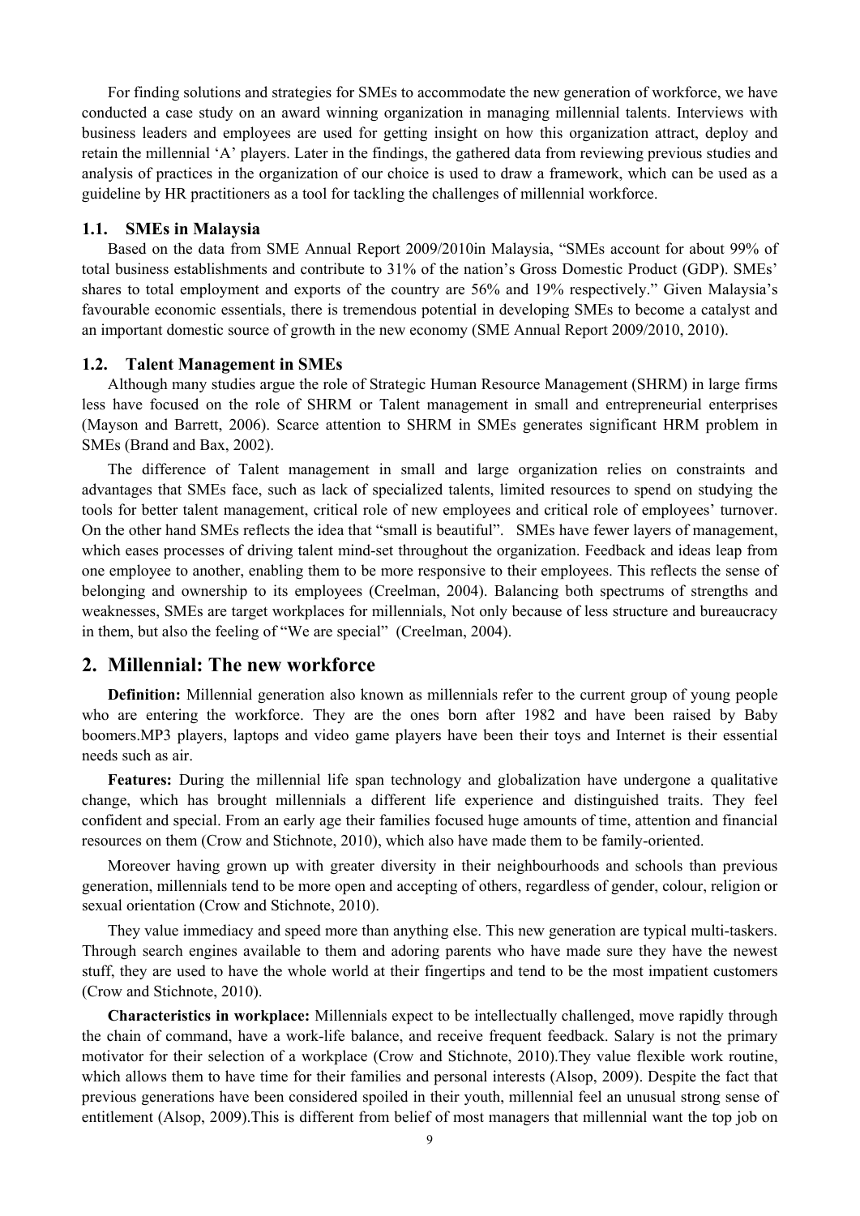For finding solutions and strategies for SMEs to accommodate the new generation of workforce, we have conducted a case study on an award winning organization in managing millennial talents. Interviews with business leaders and employees are used for getting insight on how this organization attract, deploy and retain the millennial 'A' players. Later in the findings, the gathered data from reviewing previous studies and analysis of practices in the organization of our choice is used to draw a framework, which can be used as a guideline by HR practitioners as a tool for tackling the challenges of millennial workforce.

### 1.1. SMEs in Malaysia

Based on the data from SME Annual Report 2009/2010in Malaysia, "SMEs account for about 99% of total business establishments and contribute to 31% of the nation's Gross Domestic Product (GDP). SMEs' shares to total employment and exports of the country are 56% and 19% respectively." Given Malaysia's favourable economic essentials, there is tremendous potential in developing SMEs to become a catalyst and an important domestic source of growth in the new economy (SME Annual Report 2009/2010, 2010).

### 1.2. Talent Management in SMEs

Although many studies argue the role of Strategic Human Resource Management (SHRM) in large firms less have focused on the role of SHRM or Talent management in small and entrepreneurial enterprises (Mayson and Barrett, 2006). Scarce attention to SHRM in SMEs generates significant HRM problem in SMEs (Brand and Bax, 2002).

The difference of Talent management in small and large organization relies on constraints and advantages that SMEs face, such as lack of specialized talents, limited resources to spend on studying the tools for better talent management, critical role of new employees and critical role of employees' turnover. On the other hand SMEs reflects the idea that "small is beautiful". SMEs have fewer layers of management, which eases processes of driving talent mind-set throughout the organization. Feedback and ideas leap from one employee to another, enabling them to be more responsive to their employees. This reflects the sense of belonging and ownership to its employees (Creelman, 2004). Balancing both spectrums of strengths and weaknesses, SMEs are target workplaces for millennials, Not only because of less structure and bureaucracy in them, but also the feeling of "We are special" (Creelman, 2004).

## 2. Millennial: The new workforce

**Definition:** Millennial generation also known as millennials refer to the current group of young people who are entering the workforce. They are the ones born after 1982 and have been raised by Baby boomers.MP3 players, laptops and video game players have been their toys and Internet is their essential needs such as air.

**Features:** During the millennial life span technology and globalization have undergone a qualitative change, which has brought millennials a different life experience and distinguished traits. They feel confident and special. From an early age their families focused huge amounts of time, attention and financial resources on them (Crow and Stichnote, 2010), which also have made them to be family-oriented.

Moreover having grown up with greater diversity in their neighbourhoods and schools than previous generation, millennials tend to be more open and accepting of others, regardless of gender, colour, religion or sexual orientation (Crow and Stichnote, 2010).

They value immediacy and speed more than anything else. This new generation are typical multi-taskers. Through search engines available to them and adoring parents who have made sure they have the newest stuff, they are used to have the whole world at their fingertips and tend to be the most impatient customers (Crow and Stichnote, 2010).

**Characteristics in workplace:** Millennials expect to be intellectually challenged, move rapidly through the chain of command, have a work-life balance, and receive frequent feedback. Salary is not the primary motivator for their selection of a workplace (Crow and Stichnote, 2010).They value flexible work routine, which allows them to have time for their families and personal interests (Alsop, 2009). Despite the fact that previous generations have been considered spoiled in their youth, millennial feel an unusual strong sense of entitlement (Alsop, 2009).This is different from belief of most managers that millennial want the top job on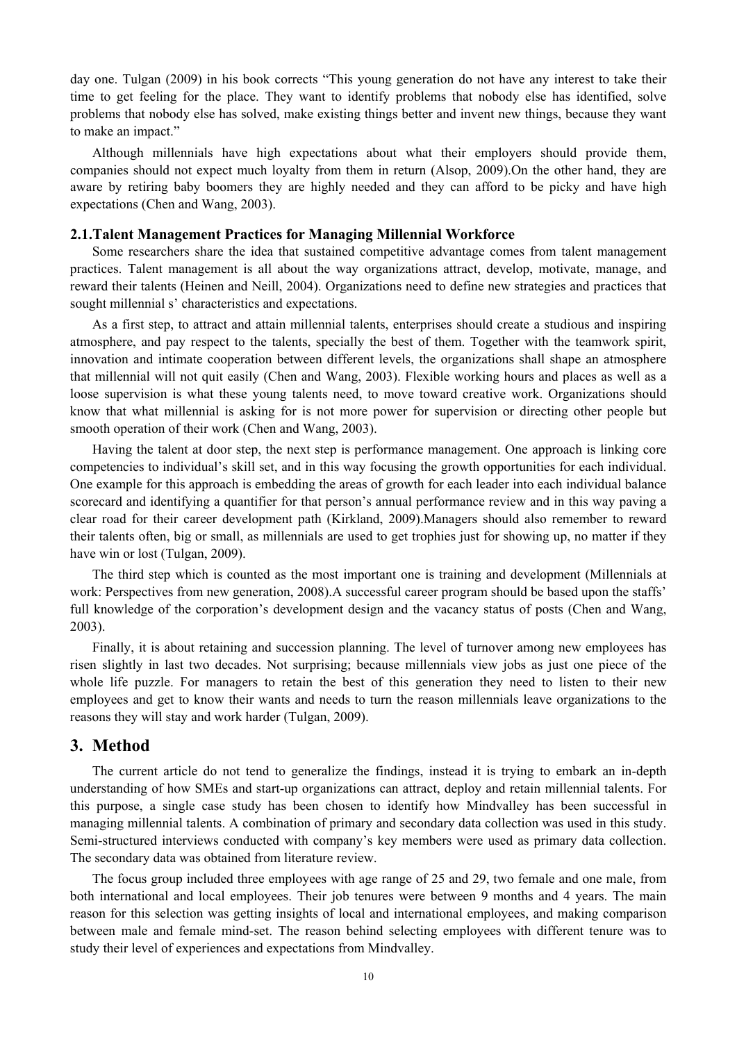day one. Tulgan (2009) in his book corrects "This young generation do not have any interest to take their time to get feeling for the place. They want to identify problems that nobody else has identified, solve problems that nobody else has solved, make existing things better and invent new things, because they want to make an impact."

Although millennials have high expectations about what their employers should provide them, companies should not expect much loyalty from them in return (Alsop, 2009).On the other hand, they are aware by retiring baby boomers they are highly needed and they can afford to be picky and have high expectations (Chen and Wang, 2003).

### 2.1.Talent Management Practices for Managing Millennial Workforce

Some researchers share the idea that sustained competitive advantage comes from talent management practices. Talent management is all about the way organizations attract, develop, motivate, manage, and reward their talents (Heinen and Neill, 2004). Organizations need to define new strategies and practices that sought millennial s' characteristics and expectations.

As a first step, to attract and attain millennial talents, enterprises should create a studious and inspiring atmosphere, and pay respect to the talents, specially the best of them. Together with the teamwork spirit, innovation and intimate cooperation between different levels, the organizations shall shape an atmosphere that millennial will not quit easily (Chen and Wang, 2003). Flexible working hours and places as well as a loose supervision is what these young talents need, to move toward creative work. Organizations should know that what millennial is asking for is not more power for supervision or directing other people but smooth operation of their work (Chen and Wang, 2003).

Having the talent at door step, the next step is performance management. One approach is linking core competencies to individual's skill set, and in this way focusing the growth opportunities for each individual. One example for this approach is embedding the areas of growth for each leader into each individual balance scorecard and identifying a quantifier for that person's annual performance review and in this way paving a clear road for their career development path (Kirkland, 2009).Managers should also remember to reward their talents often, big or small, as millennials are used to get trophies just for showing up, no matter if they have win or lost (Tulgan, 2009).

The third step which is counted as the most important one is training and development (Millennials at work: Perspectives from new generation, 2008).A successful career program should be based upon the staffs' full knowledge of the corporation's development design and the vacancy status of posts (Chen and Wang, 2003).

Finally, it is about retaining and succession planning. The level of turnover among new employees has risen slightly in last two decades. Not surprising; because millennials view jobs as just one piece of the whole life puzzle. For managers to retain the best of this generation they need to listen to their new employees and get to know their wants and needs to turn the reason millennials leave organizations to the reasons they will stay and work harder (Tulgan, 2009).

## 3. Method

The current article do not tend to generalize the findings, instead it is trying to embark an in-depth understanding of how SMEs and start-up organizations can attract, deploy and retain millennial talents. For this purpose, a single case study has been chosen to identify how Mindvalley has been successful in managing millennial talents. A combination of primary and secondary data collection was used in this study. Semi-structured interviews conducted with company's key members were used as primary data collection. The secondary data was obtained from literature review.

The focus group included three employees with age range of 25 and 29, two female and one male, from both international and local employees. Their job tenures were between 9 months and 4 years. The main reason for this selection was getting insights of local and international employees, and making comparison between male and female mind-set. The reason behind selecting employees with different tenure was to study their level of experiences and expectations from Mindvalley.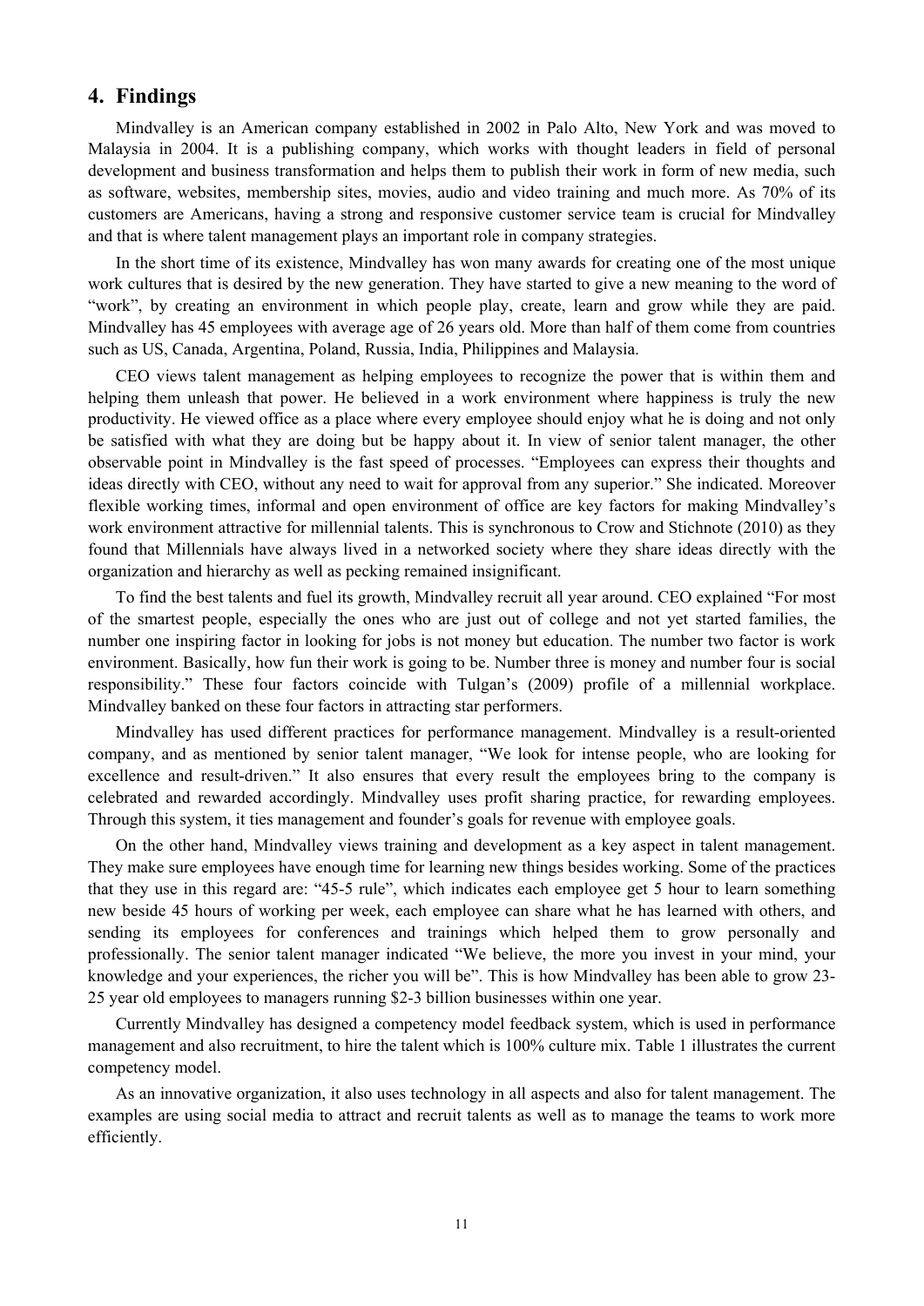## 4. Findings

Mindvalley is an American company established in 2002 in Palo Alto, New York and was moved to Malaysia in 2004. It is a publishing company, which works with thought leaders in field of personal development and business transformation and helps them to publish their work in form of new media, such as software, websites, membership sites, movies, audio and video training and much more. As 70% of its customers are Americans, having a strong and responsive customer service team is crucial for Mindvalley and that is where talent management plays an important role in company strategies.

In the short time of its existence, Mindvalley has won many awards for creating one of the most unique work cultures that is desired by the new generation. They have started to give a new meaning to the word of "work", by creating an environment in which people play, create, learn and grow while they are paid. Mindvalley has 45 employees with average age of 26 years old. More than half of them come from countries such as US, Canada, Argentina, Poland, Russia, India, Philippines and Malaysia.

CEO views talent management as helping employees to recognize the power that is within them and helping them unleash that power. He believed in a work environment where happiness is truly the new productivity. He viewed office as a place where every employee should enjoy what he is doing and not only be satisfied with what they are doing but be happy about it. In view of senior talent manager, the other observable point in Mindvalley is the fast speed of processes. "Employees can express their thoughts and ideas directly with CEO, without any need to wait for approval from any superior." She indicated. Moreover flexible working times, informal and open environment of office are key factors for making Mindvalley's work environment attractive for millennial talents. This is synchronous to Crow and Stichnote (2010) as they found that Millennials have always lived in a networked society where they share ideas directly with the organization and hierarchy as well as pecking remained insignificant.

To find the best talents and fuel its growth, Mindvalley recruit all year around. CEO explained "For most of the smartest people, especially the ones who are just out of college and not yet started families, the number one inspiring factor in looking for jobs is not money but education. The number two factor is work environment. Basically, how fun their work is going to be. Number three is money and number four is social responsibility." These four factors coincide with Tulgan's (2009) profile of a millennial workplace. Mindvalley banked on these four factors in attracting star performers.

Mindvalley has used different practices for performance management. Mindvalley is a result-oriented company, and as mentioned by senior talent manager, "We look for intense people, who are looking for excellence and result-driven." It also ensures that every result the employees bring to the company is celebrated and rewarded accordingly. Mindvalley uses profit sharing practice, for rewarding employees. Through this system, it ties management and founder's goals for revenue with employee goals.

On the other hand, Mindvalley views training and development as a key aspect in talent management. They make sure employees have enough time for learning new things besides working. Some of the practices that they use in this regard are: "45-5 rule", which indicates each employee get 5 hour to learn something new beside 45 hours of working per week, each employee can share what he has learned with others, and sending its employees for conferences and trainings which helped them to grow personally and professionally. The senior talent manager indicated "We believe, the more you invest in your mind, your knowledge and your experiences, the richer you will be". This is how Mindvalley has been able to grow 23-25 year old employees to managers running $2-3 billion businesses within one year.

Currently Mindvalley has designed a competency model feedback system, which is used in performance management and also recruitment, to hire the talent which is 100% culture mix. Table 1 illustrates the current competency model.

As an innovative organization, it also uses technology in all aspects and also for talent management. The examples are using social media to attract and recruit talents as well as to manage the teams to work more efficiently.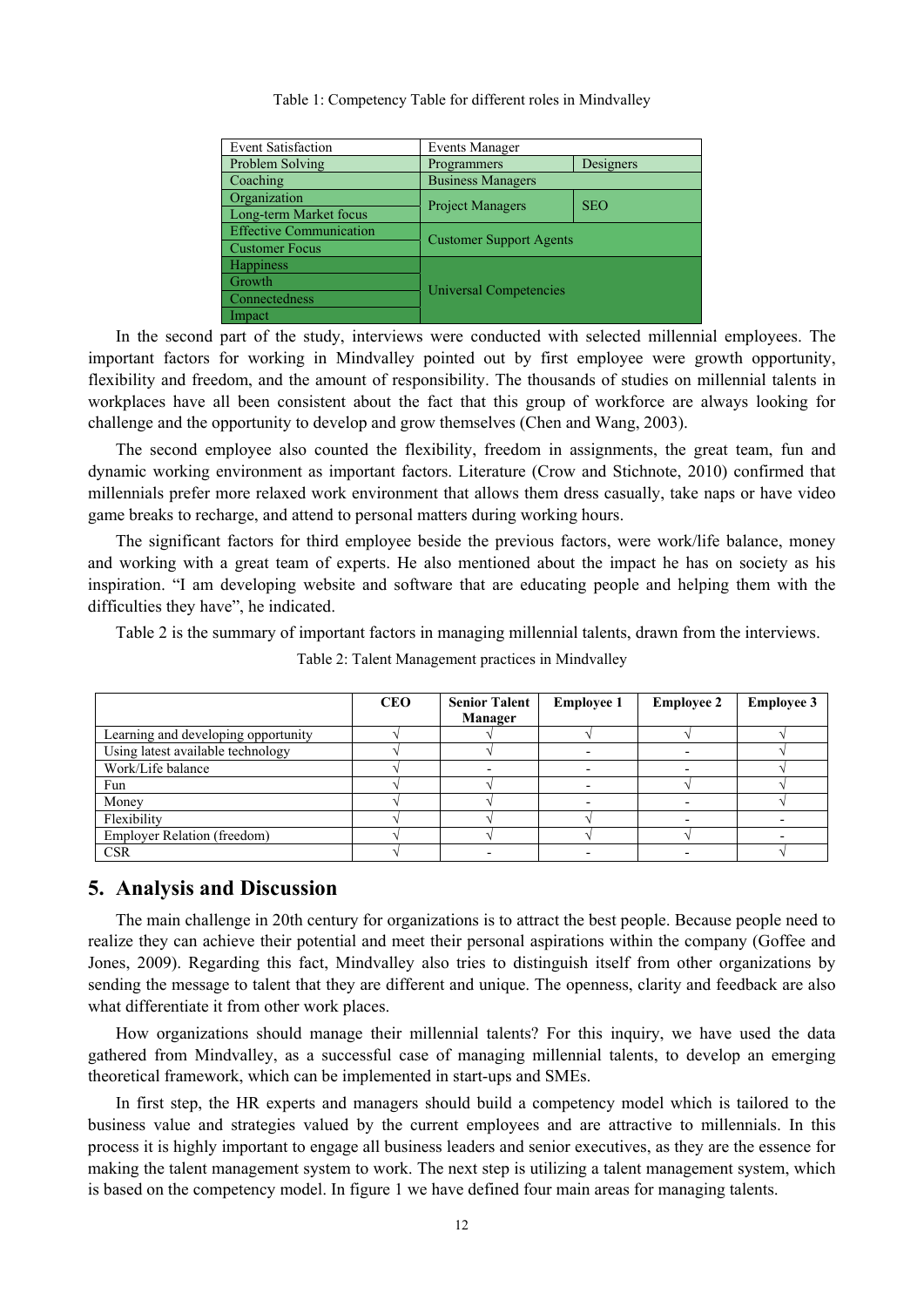Table 1: Competency Table for different roles in Mindvalley

| Competency | Role | |
|---|---|---|
| Event Satisfaction | Events Manager | |
| Problem Solving | Programmers | Designers |
| Coaching | Business Managers | |
| Organization | Project Managers | SEO |
| Long-term Market focus | | |
| Effective Communication | Customer Support Agents | |
| Customer Focus | | |
| Happiness | Universal Competencies | |
| Growth | | |
| Connectedness | | |
| Impact | | |

In the second part of the study, interviews were conducted with selected millennial employees. The important factors for working in Mindvalley pointed out by first employee were growth opportunity, flexibility and freedom, and the amount of responsibility. The thousands of studies on millennial talents in workplaces have all been consistent about the fact that this group of workforce are always looking for challenge and the opportunity to develop and grow themselves (Chen and Wang, 2003).

The second employee also counted the flexibility, freedom in assignments, the great team, fun and dynamic working environment as important factors. Literature (Crow and Stichnote, 2010) confirmed that millennials prefer more relaxed work environment that allows them dress casually, take naps or have video game breaks to recharge, and attend to personal matters during working hours.

The significant factors for third employee beside the previous factors, were work/life balance, money and working with a great team of experts. He also mentioned about the impact he has on society as his inspiration. "I am developing website and software that are educating people and helping them with the difficulties they have", he indicated.

Table 2 is the summary of important factors in managing millennial talents, drawn from the interviews.

Table 2: Talent Management practices in Mindvalley

| | CEO | Senior Talent Manager | Employee 1 | Employee 2 | Employee 3 |
|---|---|---|---|---|---|
| Learning and developing opportunity | √ | √ | √ | √ | √ |
| Using latest available technology | √ | √ | - | - | √ |
| Work/Life balance | √ | - | - | - | √ |
| Fun | √ | √ | - | √ | √ |
| Money | √ | √ | - | - | √ |
| Flexibility | √ | √ | √ | - | - |
| Employer Relation (freedom) | √ | √ | √ | √ | - |
| CSR | √ | - | - | - | √ |

## 5. Analysis and Discussion

The main challenge in 20th century for organizations is to attract the best people. Because people need to realize they can achieve their potential and meet their personal aspirations within the company (Goffee and Jones, 2009). Regarding this fact, Mindvalley also tries to distinguish itself from other organizations by sending the message to talent that they are different and unique. The openness, clarity and feedback are also what differentiate it from other work places.

How organizations should manage their millennial talents? For this inquiry, we have used the data gathered from Mindvalley, as a successful case of managing millennial talents, to develop an emerging theoretical framework, which can be implemented in start-ups and SMEs.

In first step, the HR experts and managers should build a competency model which is tailored to the business value and strategies valued by the current employees and are attractive to millennials. In this process it is highly important to engage all business leaders and senior executives, as they are the essence for making the talent management system to work. The next step is utilizing a talent management system, which is based on the competency model. In figure 1 we have defined four main areas for managing talents.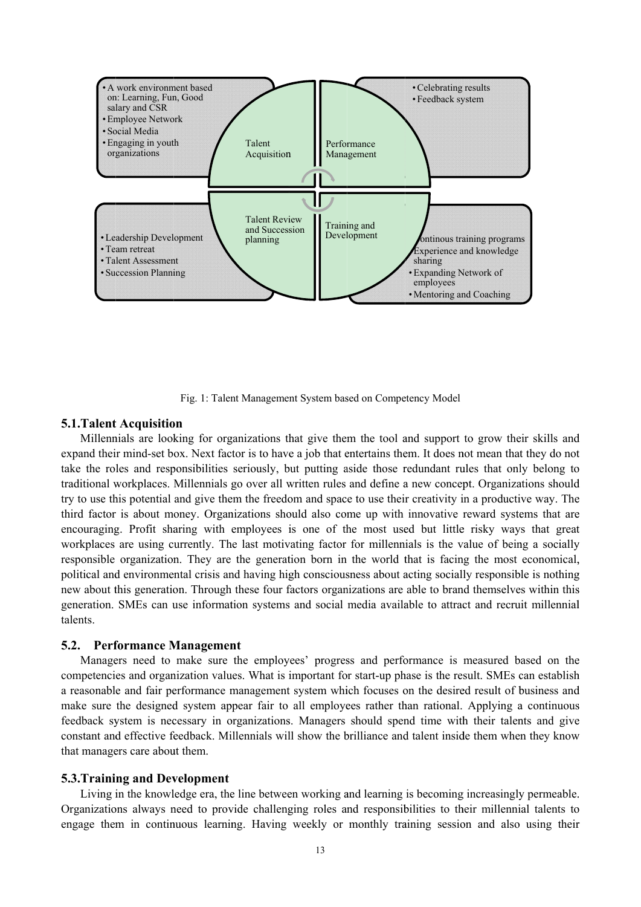- A work environment based on: Learning, Fun, Good salary and CSR
- Employee Network
- Social Media
- Engaging in youth organizations

Talent Acquisition

Performance Management

- Celebrating results
- Feedback system

- Leadership Development
- Team retreat
- Talent Assessment
- Succession Planning

Talent Review and Succession planning

Training and Development

- Continous training programs
- Experience and knowledge sharing
- Expanding Network of employees
- Mentoring and Coaching

Fig. 1: Talent Management System based on Competency Model

### 5.1. Talent Acquisition

Millennials are looking for organizations that give them the tool and support to grow their skills and expand their mind-set box. Next factor is to have a job that entertains them. It does not mean that they do not take the roles and responsibilities seriously, but putting aside those redundant rules that only belong to traditional workplaces. Millennials go over all written rules and define a new concept. Organizations should try to use this potential and give them the freedom and space to use their creativity in a productive way. The third factor is about money. Organizations should also come up with innovative reward systems that are encouraging. Profit sharing with employees is one of the most used but little risky ways that great workplaces are using currently. The last motivating factor for millennials is the value of being a socially responsible organization. They are the generation born in the world that is facing the most economical, political and environmental crisis and having high consciousness about acting socially responsible is nothing new about this generation. Through these four factors organizations are able to brand themselves within this generation. SMEs can use information systems and social media available to attract and recruit millennial talents.

### 5.2. Performance Management

Managers need to make sure the employees' progress and performance is measured based on the competencies and organization values. What is important for start-up phase is the result. SMEs can establish a reasonable and fair performance management system which focuses on the desired result of business and make sure the designed system appear fair to all employees rather than rational. Applying a continuous feedback system is necessary in organizations. Managers should spend time with their talents and give constant and effective feedback. Millennials will show the brilliance and talent inside them when they know that managers care about them.

### 5.3. Training and Development

Living in the knowledge era, the line between working and learning is becoming increasingly permeable. Organizations always need to provide challenging roles and responsibilities to their millennial talents to engage them in continuous learning. Having weekly or monthly training session and also using their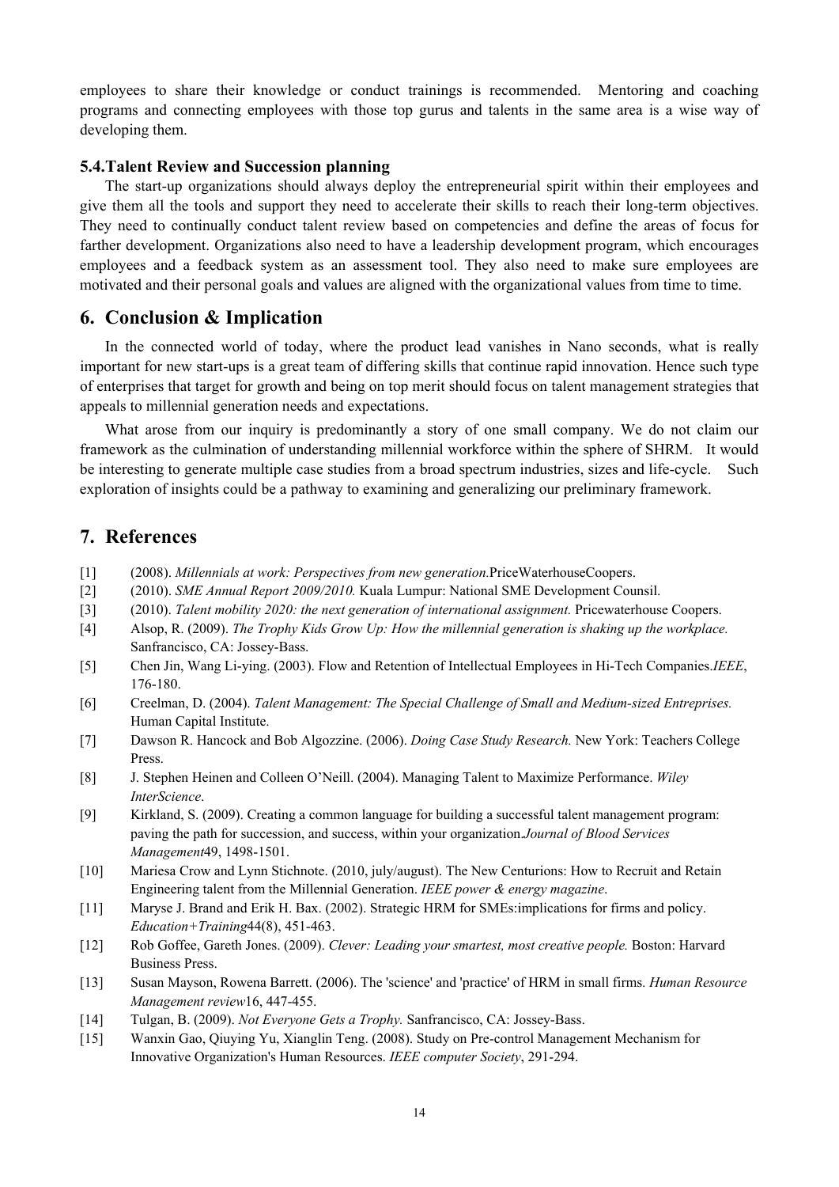employees to share their knowledge or conduct trainings is recommended. Mentoring and coaching programs and connecting employees with those top gurus and talents in the same area is a wise way of developing them.

### 5.4.Talent Review and Succession planning

The start-up organizations should always deploy the entrepreneurial spirit within their employees and give them all the tools and support they need to accelerate their skills to reach their long-term objectives. They need to continually conduct talent review based on competencies and define the areas of focus for farther development. Organizations also need to have a leadership development program, which encourages employees and a feedback system as an assessment tool. They also need to make sure employees are motivated and their personal goals and values are aligned with the organizational values from time to time.

## 6. Conclusion & Implication

In the connected world of today, where the product lead vanishes in Nano seconds, what is really important for new start-ups is a great team of differing skills that continue rapid innovation. Hence such type of enterprises that target for growth and being on top merit should focus on talent management strategies that appeals to millennial generation needs and expectations.

What arose from our inquiry is predominantly a story of one small company. We do not claim our framework as the culmination of understanding millennial workforce within the sphere of SHRM. It would be interesting to generate multiple case studies from a broad spectrum industries, sizes and life-cycle. Such exploration of insights could be a pathway to examining and generalizing our preliminary framework.

## 7. References

[1] (2008). *Millennials at work: Perspectives from new generation.*PriceWaterhouseCoopers.

[2] (2010). *SME Annual Report 2009/2010.* Kuala Lumpur: National SME Development Counsil.

[3] (2010). *Talent mobility 2020: the next generation of international assignment.* Pricewaterhouse Coopers.

[4] Alsop, R. (2009). *The Trophy Kids Grow Up: How the millennial generation is shaking up the workplace.* Sanfrancisco, CA: Jossey-Bass.

[5] Chen Jin, Wang Li-ying. (2003). Flow and Retention of Intellectual Employees in Hi-Tech Companies.*IEEE*, 176-180.

[6] Creelman, D. (2004). *Talent Management: The Special Challenge of Small and Medium-sized Entreprises.* Human Capital Institute.

[7] Dawson R. Hancock and Bob Algozzine. (2006). *Doing Case Study Research.* New York: Teachers College Press.

[8] J. Stephen Heinen and Colleen O'Neill. (2004). Managing Talent to Maximize Performance. *Wiley InterScience*.

[9] Kirkland, S. (2009). Creating a common language for building a successful talent management program: paving the path for succession, and success, within your organization.*Journal of Blood Services Management*49, 1498-1501.

[10] Mariesa Crow and Lynn Stichnote. (2010, july/august). The New Centurions: How to Recruit and Retain Engineering talent from the Millennial Generation. *IEEE power & energy magazine*.

[11] Maryse J. Brand and Erik H. Bax. (2002). Strategic HRM for SMEs:implications for firms and policy. *Education+Training*44(8), 451-463.

[12] Rob Goffee, Gareth Jones. (2009). *Clever: Leading your smartest, most creative people.* Boston: Harvard Business Press.

[13] Susan Mayson, Rowena Barrett. (2006). The 'science' and 'practice' of HRM in small firms. *Human Resource Management review*16, 447-455.

[14] Tulgan, B. (2009). *Not Everyone Gets a Trophy.* Sanfrancisco, CA: Jossey-Bass.

[15] Wanxin Gao, Qiuying Yu, Xianglin Teng. (2008). Study on Pre-control Management Mechanism for Innovative Organization's Human Resources. *IEEE computer Society*, 291-294.